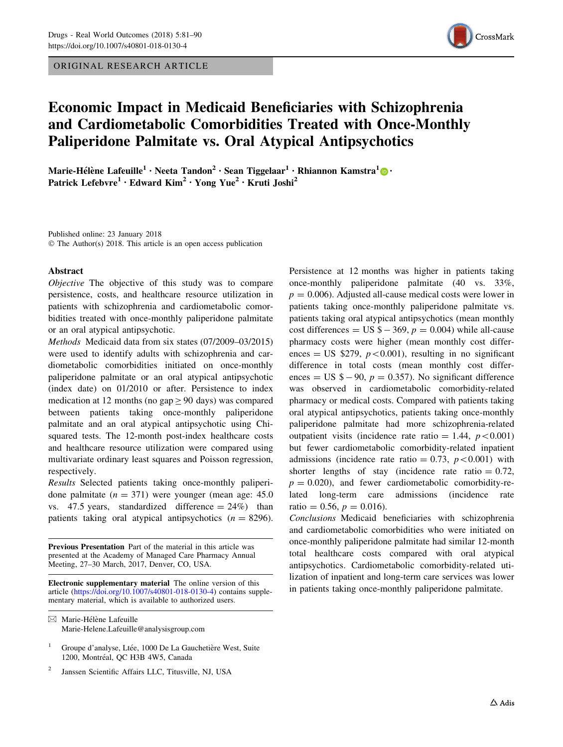ORIGINAL RESEARCH ARTICLE

# Economic Impact in Medicaid Beneficiaries with Schizophrenia and Cardiometabolic Comorbidities Treated with Once-Monthly Paliperidone Palmitate vs. Oral Atypical Antipsychotics

**Marie-Hélène Lafeuille[1] · Neeta Tandon[2] · Sean Tiggelaar[1] · Rhiannon Kamstra[1] · Patrick Lefebvre[1] · Edward Kim[2] · Yong Yue[2] · Kruti Joshi[2]**

Published online: 23 January 2018
© The Author(s) 2018. This article is an open access publication

## Abstract

*Objective* The objective of this study was to compare persistence, costs, and healthcare resource utilization in patients with schizophrenia and cardiometabolic comorbidities treated with once-monthly paliperidone palmitate or an oral atypical antipsychotic.

*Methods* Medicaid data from six states (07/2009–03/2015) were used to identify adults with schizophrenia and cardiometabolic comorbidities initiated on once-monthly paliperidone palmitate or an oral atypical antipsychotic (index date) on 01/2010 or after. Persistence to index medication at 12 months (no gap $\geq$ 90 days) was compared between patients taking once-monthly paliperidone palmitate and an oral atypical antipsychotic using Chi-squared tests. The 12-month post-index healthcare costs and healthcare resource utilization were compared using multivariate ordinary least squares and Poisson regression, respectively.

*Results* Selected patients taking once-monthly paliperidone palmitate ($n = 371$) were younger (mean age: 45.0 vs. 47.5 years, standardized difference = 24%) than patients taking oral atypical antipsychotics ($n = 8296$). Persistence at 12 months was higher in patients taking once-monthly paliperidone palmitate (40 vs. 33%, $p = 0.006$). Adjusted all-cause medical costs were lower in patients taking once-monthly paliperidone palmitate vs. patients taking oral atypical antipsychotics (mean monthly cost differences = US \$ − 369, $p = 0.004$) while all-cause pharmacy costs were higher (mean monthly cost differences = US \$279, $p < 0.001$), resulting in no significant difference in total costs (mean monthly cost differences = US \$ − 90, $p = 0.357$). No significant difference was observed in cardiometabolic comorbidity-related pharmacy or medical costs. Compared with patients taking oral atypical antipsychotics, patients taking once-monthly paliperidone palmitate had more schizophrenia-related outpatient visits (incidence rate ratio = 1.44, $p < 0.001$) but fewer cardiometabolic comorbidity-related inpatient admissions (incidence rate ratio = 0.73, $p < 0.001$) with shorter lengths of stay (incidence rate ratio = 0.72, $p = 0.020$), and fewer cardiometabolic comorbidity-related long-term care admissions (incidence rate ratio = 0.56, $p = 0.016$).

*Conclusions* Medicaid beneficiaries with schizophrenia and cardiometabolic comorbidities who were initiated on once-monthly paliperidone palmitate had similar 12-month total healthcare costs compared with oral atypical antipsychotics. Cardiometabolic comorbidity-related utilization of inpatient and long-term care services was lower in patients taking once-monthly paliperidone palmitate.

---

**Previous Presentation** Part of the material in this article was presented at the Academy of Managed Care Pharmacy Annual Meeting, 27–30 March, 2017, Denver, CO, USA.

**Electronic supplementary material** The online version of this article (https://doi.org/10.1007/s40801-018-0130-4) contains supplementary material, which is available to authorized users.

✉ Marie-Hélène Lafeuille
Marie-Helene.Lafeuille@analysisgroup.com

[1] Groupe d'analyse, Ltée, 1000 De La Gauchetière West, Suite 1200, Montréal, QC H3B 4W5, Canada

[2] Janssen Scientific Affairs LLC, Titusville, NJ, USA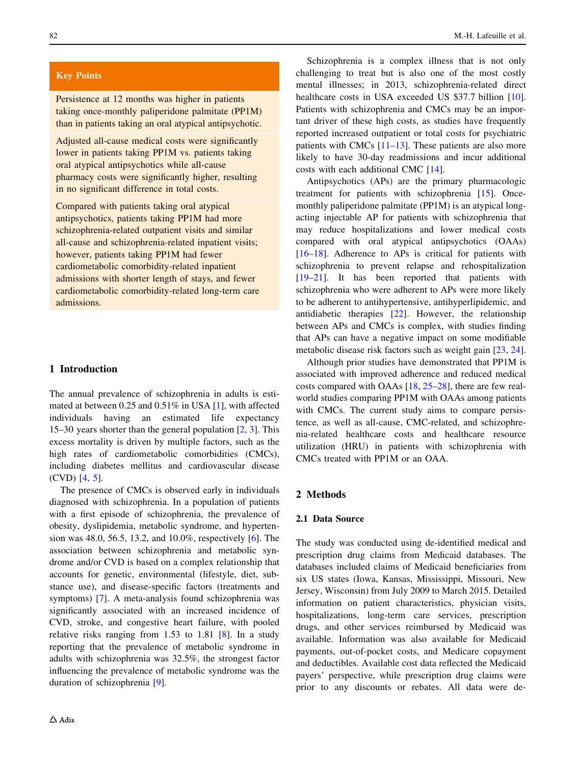**Key Points**

Persistence at 12 months was higher in patients taking once-monthly paliperidone palmitate (PP1M) than in patients taking an oral atypical antipsychotic.

Adjusted all-cause medical costs were significantly lower in patients taking PP1M vs. patients taking oral atypical antipsychotics while all-cause pharmacy costs were significantly higher, resulting in no significant difference in total costs.

Compared with patients taking oral atypical antipsychotics, patients taking PP1M had more schizophrenia-related outpatient visits and similar all-cause and schizophrenia-related inpatient visits; however, patients taking PP1M had fewer cardiometabolic comorbidity-related inpatient admissions with shorter length of stays, and fewer cardiometabolic comorbidity-related long-term care admissions.

## 1 Introduction

The annual prevalence of schizophrenia in adults is estimated at between 0.25 and 0.51% in USA [1], with affected individuals having an estimated life expectancy 15–30 years shorter than the general population [2, 3]. This excess mortality is driven by multiple factors, such as the high rates of cardiometabolic comorbidities (CMCs), including diabetes mellitus and cardiovascular disease (CVD) [4, 5].

The presence of CMCs is observed early in individuals diagnosed with schizophrenia. In a population of patients with a first episode of schizophrenia, the prevalence of obesity, dyslipidemia, metabolic syndrome, and hypertension was 48.0, 56.5, 13.2, and 10.0%, respectively [6]. The association between schizophrenia and metabolic syndrome and/or CVD is based on a complex relationship that accounts for genetic, environmental (lifestyle, diet, substance use), and disease-specific factors (treatments and symptoms) [7]. A meta-analysis found schizophrenia was significantly associated with an increased incidence of CVD, stroke, and congestive heart failure, with pooled relative risks ranging from 1.53 to 1.81 [8]. In a study reporting that the prevalence of metabolic syndrome in adults with schizophrenia was 32.5%, the strongest factor influencing the prevalence of metabolic syndrome was the duration of schizophrenia [9].

Schizophrenia is a complex illness that is not only challenging to treat but is also one of the most costly mental illnesses; in 2013, schizophrenia-related direct healthcare costs in USA exceeded US $37.7 billion [10]. Patients with schizophrenia and CMCs may be an important driver of these high costs, as studies have frequently reported increased outpatient or total costs for psychiatric patients with CMCs [11–13]. These patients are also more likely to have 30-day readmissions and incur additional costs with each additional CMC [14].

Antipsychotics (APs) are the primary pharmacologic treatment for patients with schizophrenia [15]. Once-monthly paliperidone palmitate (PP1M) is an atypical long-acting injectable AP for patients with schizophrenia that may reduce hospitalizations and lower medical costs compared with oral atypical antipsychotics (OAAs) [16–18]. Adherence to APs is critical for patients with schizophrenia to prevent relapse and rehospitalization [19–21]. It has been reported that patients with schizophrenia who were adherent to APs were more likely to be adherent to antihypertensive, antihyperlipidemic, and antidiabetic therapies [22]. However, the relationship between APs and CMCs is complex, with studies finding that APs can have a negative impact on some modifiable metabolic disease risk factors such as weight gain [23, 24].

Although prior studies have demonstrated that PP1M is associated with improved adherence and reduced medical costs compared with OAAs [18, 25–28], there are few real-world studies comparing PP1M with OAAs among patients with CMCs. The current study aims to compare persistence, as well as all-cause, CMC-related, and schizophrenia-related healthcare costs and healthcare resource utilization (HRU) in patients with schizophrenia with CMCs treated with PP1M or an OAA.

## 2 Methods

### 2.1 Data Source

The study was conducted using de-identified medical and prescription drug claims from Medicaid databases. The databases included claims of Medicaid beneficiaries from six US states (Iowa, Kansas, Mississippi, Missouri, New Jersey, Wisconsin) from July 2009 to March 2015. Detailed information on patient characteristics, physician visits, hospitalizations, long-term care services, prescription drugs, and other services reimbursed by Medicaid was available. Information was also available for Medicaid payments, out-of-pocket costs, and Medicare copayment and deductibles. Available cost data reflected the Medicaid payers' perspective, while prescription drug claims were prior to any discounts or rebates. All data were de-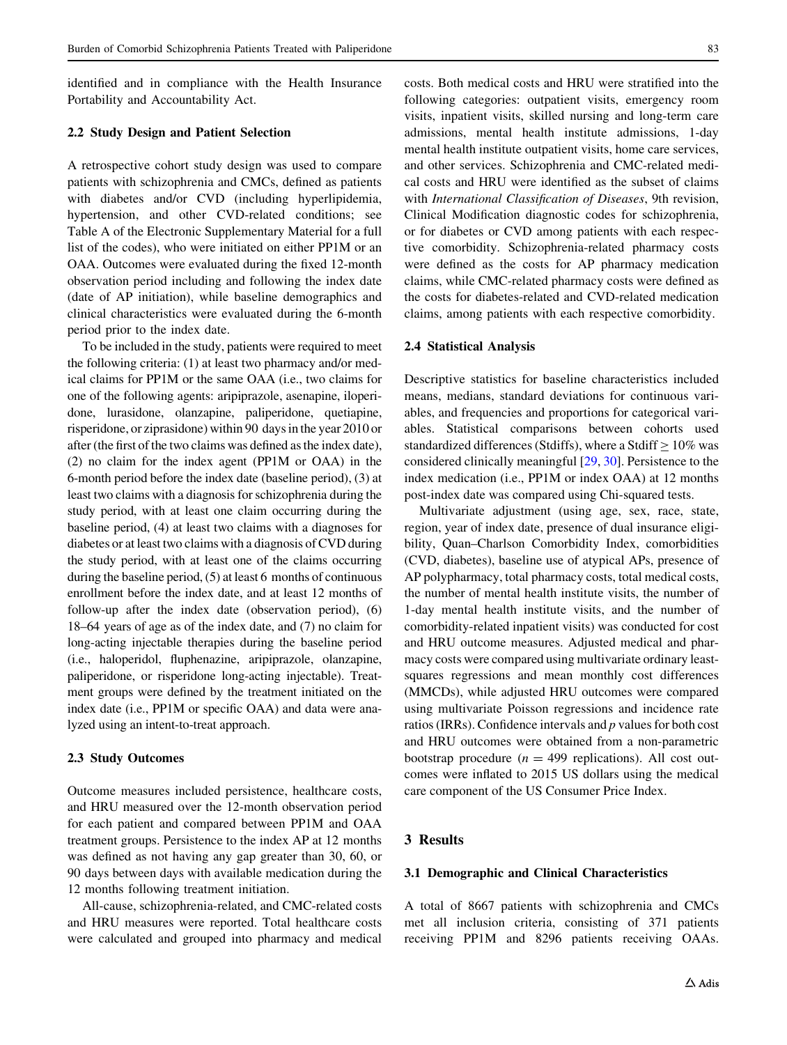identified and in compliance with the Health Insurance Portability and Accountability Act.

### 2.2 Study Design and Patient Selection

A retrospective cohort study design was used to compare patients with schizophrenia and CMCs, defined as patients with diabetes and/or CVD (including hyperlipidemia, hypertension, and other CVD-related conditions; see Table A of the Electronic Supplementary Material for a full list of the codes), who were initiated on either PP1M or an OAA. Outcomes were evaluated during the fixed 12-month observation period including and following the index date (date of AP initiation), while baseline demographics and clinical characteristics were evaluated during the 6-month period prior to the index date.

To be included in the study, patients were required to meet the following criteria: (1) at least two pharmacy and/or medical claims for PP1M or the same OAA (i.e., two claims for one of the following agents: aripiprazole, asenapine, iloperidone, lurasidone, olanzapine, paliperidone, quetiapine, risperidone, or ziprasidone) within 90 days in the year 2010 or after (the first of the two claims was defined as the index date), (2) no claim for the index agent (PP1M or OAA) in the 6-month period before the index date (baseline period), (3) at least two claims with a diagnosis for schizophrenia during the study period, with at least one claim occurring during the baseline period, (4) at least two claims with a diagnoses for diabetes or at least two claims with a diagnosis of CVD during the study period, with at least one of the claims occurring during the baseline period, (5) at least 6 months of continuous enrollment before the index date, and at least 12 months of follow-up after the index date (observation period), (6) 18–64 years of age as of the index date, and (7) no claim for long-acting injectable therapies during the baseline period (i.e., haloperidol, fluphenazine, aripiprazole, olanzapine, paliperidone, or risperidone long-acting injectable). Treatment groups were defined by the treatment initiated on the index date (i.e., PP1M or specific OAA) and data were analyzed using an intent-to-treat approach.

### 2.3 Study Outcomes

Outcome measures included persistence, healthcare costs, and HRU measured over the 12-month observation period for each patient and compared between PP1M and OAA treatment groups. Persistence to the index AP at 12 months was defined as not having any gap greater than 30, 60, or 90 days between days with available medication during the 12 months following treatment initiation.

All-cause, schizophrenia-related, and CMC-related costs and HRU measures were reported. Total healthcare costs were calculated and grouped into pharmacy and medical costs. Both medical costs and HRU were stratified into the following categories: outpatient visits, emergency room visits, inpatient visits, skilled nursing and long-term care admissions, mental health institute admissions, 1-day mental health institute outpatient visits, home care services, and other services. Schizophrenia and CMC-related medical costs and HRU were identified as the subset of claims with *International Classification of Diseases*, 9th revision, Clinical Modification diagnostic codes for schizophrenia, or for diabetes or CVD among patients with each respective comorbidity. Schizophrenia-related pharmacy costs were defined as the costs for AP pharmacy medication claims, while CMC-related pharmacy costs were defined as the costs for diabetes-related and CVD-related medication claims, among patients with each respective comorbidity.

### 2.4 Statistical Analysis

Descriptive statistics for baseline characteristics included means, medians, standard deviations for continuous variables, and frequencies and proportions for categorical variables. Statistical comparisons between cohorts used standardized differences (Stdiffs), where a Stdiff $\geq 10\%$ was considered clinically meaningful [29, 30]. Persistence to the index medication (i.e., PP1M or index OAA) at 12 months post-index date was compared using Chi-squared tests.

Multivariate adjustment (using age, sex, race, state, region, year of index date, presence of dual insurance eligibility, Quan–Charlson Comorbidity Index, comorbidities (CVD, diabetes), baseline use of atypical APs, presence of AP polypharmacy, total pharmacy costs, total medical costs, the number of mental health institute visits, the number of 1-day mental health institute visits, and the number of comorbidity-related inpatient visits) was conducted for cost and HRU outcome measures. Adjusted medical and pharmacy costs were compared using multivariate ordinary least-squares regressions and mean monthly cost differences (MMCDs), while adjusted HRU outcomes were compared using multivariate Poisson regressions and incidence rate ratios (IRRs). Confidence intervals and *p* values for both cost and HRU outcomes were obtained from a non-parametric bootstrap procedure ($n = 499$ replications). All cost outcomes were inflated to 2015 US dollars using the medical care component of the US Consumer Price Index.

## 3 Results

### 3.1 Demographic and Clinical Characteristics

A total of 8667 patients with schizophrenia and CMCs met all inclusion criteria, consisting of 371 patients receiving PP1M and 8296 patients receiving OAAs.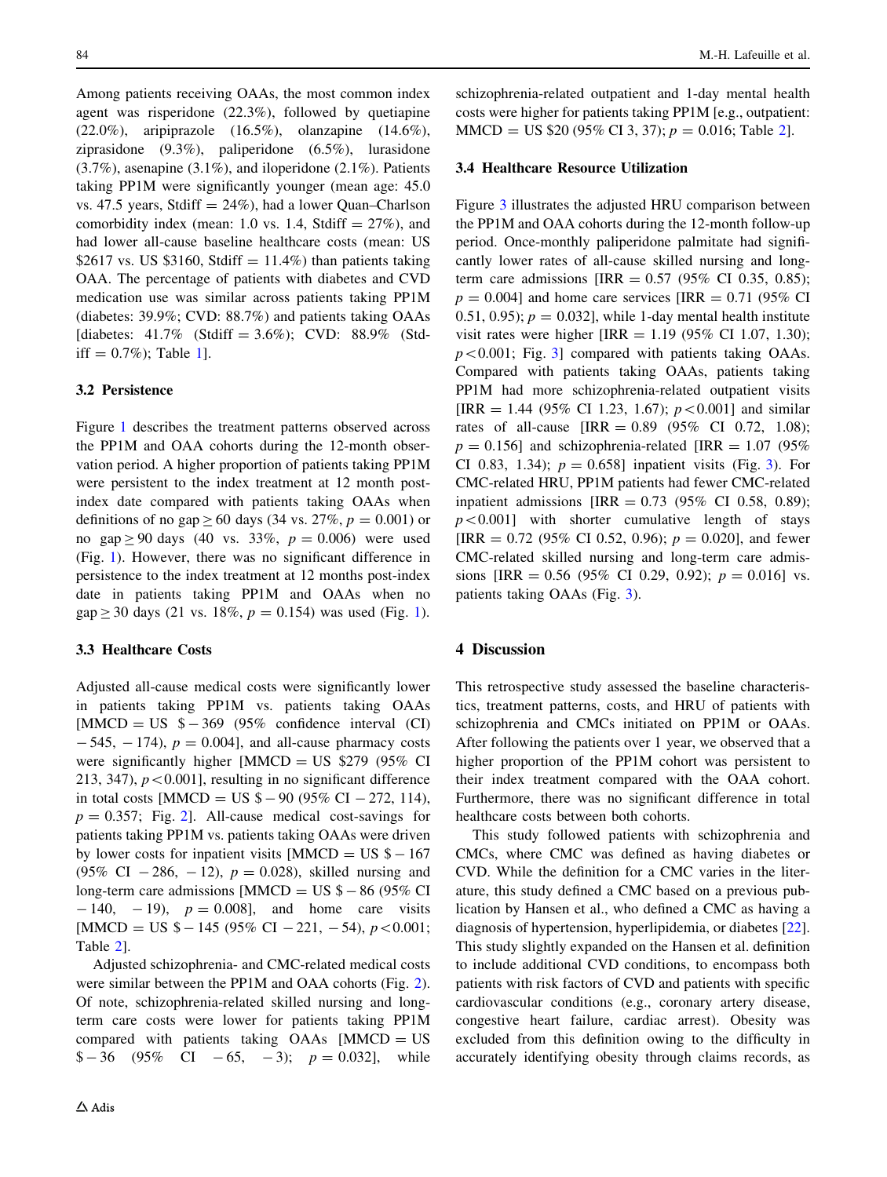Among patients receiving OAAs, the most common index agent was risperidone (22.3%), followed by quetiapine (22.0%), aripiprazole (16.5%), olanzapine (14.6%), ziprasidone (9.3%), paliperidone (6.5%), lurasidone (3.7%), asenapine (3.1%), and iloperidone (2.1%). Patients taking PP1M were significantly younger (mean age: 45.0 vs. 47.5 years, Stdiff = 24%), had a lower Quan–Charlson comorbidity index (mean: 1.0 vs. 1.4, Stdiff = 27%), and had lower all-cause baseline healthcare costs (mean: US $2617 vs. US $3160, Stdiff = 11.4%) than patients taking OAA. The percentage of patients with diabetes and CVD medication use was similar across patients taking PP1M (diabetes: 39.9%; CVD: 88.7%) and patients taking OAAs [diabetes: 41.7% (Stdiff = 3.6%); CVD: 88.9% (Stdiff = 0.7%); Table 1].

### 3.2 Persistence

Figure 1 describes the treatment patterns observed across the PP1M and OAA cohorts during the 12-month observation period. A higher proportion of patients taking PP1M were persistent to the index treatment at 12 month post-index date compared with patients taking OAAs when definitions of no gap $\geq$ 60 days (34 vs. 27%, $p = 0.001$) or no gap $\geq$ 90 days (40 vs. 33%, $p = 0.006$) were used (Fig. 1). However, there was no significant difference in persistence to the index treatment at 12 months post-index date in patients taking PP1M and OAAs when no gap $\geq$ 30 days (21 vs. 18%, $p = 0.154$) was used (Fig. 1).

### 3.3 Healthcare Costs

Adjusted all-cause medical costs were significantly lower in patients taking PP1M vs. patients taking OAAs [MMCD = US $ − 369 (95% confidence interval (CI) − 545, − 174), $p = 0.004$], and all-cause pharmacy costs were significantly higher [MMCD = US $279 (95% CI 213, 347), $p < 0.001$], resulting in no significant difference in total costs [MMCD = US $ − 90 (95% CI − 272, 114), $p = 0.357$; Fig. 2]. All-cause medical cost-savings for patients taking PP1M vs. patients taking OAAs were driven by lower costs for inpatient visits [MMCD = US $ − 167 (95% CI − 286, − 12), $p = 0.028$), skilled nursing and long-term care admissions [MMCD = US $ − 86 (95% CI − 140, − 19), $p = 0.008$], and home care visits [MMCD = US $ − 145 (95% CI − 221, − 54), $p < 0.001$; Table 2].

Adjusted schizophrenia- and CMC-related medical costs were similar between the PP1M and OAA cohorts (Fig. 2). Of note, schizophrenia-related skilled nursing and long-term care costs were lower for patients taking PP1M compared with patients taking OAAs [MMCD = US $ − 36 (95% CI − 65, − 3); $p = 0.032$], while schizophrenia-related outpatient and 1-day mental health costs were higher for patients taking PP1M [e.g., outpatient: MMCD = US $20 (95% CI 3, 37); $p = 0.016$; Table 2].

### 3.4 Healthcare Resource Utilization

Figure 3 illustrates the adjusted HRU comparison between the PP1M and OAA cohorts during the 12-month follow-up period. Once-monthly paliperidone palmitate had significantly lower rates of all-cause skilled nursing and long-term care admissions [IRR = 0.57 (95% CI 0.35, 0.85); $p = 0.004$] and home care services [IRR = 0.71 (95% CI 0.51, 0.95); $p = 0.032$], while 1-day mental health institute visit rates were higher [IRR = 1.19 (95% CI 1.07, 1.30); $p < 0.001$; Fig. 3] compared with patients taking OAAs. Compared with patients taking OAAs, patients taking PP1M had more schizophrenia-related outpatient visits [IRR = 1.44 (95% CI 1.23, 1.67); $p < 0.001$] and similar rates of all-cause [IRR = 0.89 (95% CI 0.72, 1.08); $p = 0.156$] and schizophrenia-related [IRR = 1.07 (95% CI 0.83, 1.34); $p = 0.658$] inpatient visits (Fig. 3). For CMC-related HRU, PP1M patients had fewer CMC-related inpatient admissions [IRR = 0.73 (95% CI 0.58, 0.89); $p < 0.001$] with shorter cumulative length of stays [IRR = 0.72 (95% CI 0.52, 0.96); $p = 0.020$], and fewer CMC-related skilled nursing and long-term care admissions [IRR = 0.56 (95% CI 0.29, 0.92); $p = 0.016$] vs. patients taking OAAs (Fig. 3).

## 4 Discussion

This retrospective study assessed the baseline characteristics, treatment patterns, costs, and HRU of patients with schizophrenia and CMCs initiated on PP1M or OAAs. After following the patients over 1 year, we observed that a higher proportion of the PP1M cohort was persistent to their index treatment compared with the OAA cohort. Furthermore, there was no significant difference in total healthcare costs between both cohorts.

This study followed patients with schizophrenia and CMCs, where CMC was defined as having diabetes or CVD. While the definition for a CMC varies in the literature, this study defined a CMC based on a previous publication by Hansen et al., who defined a CMC as having a diagnosis of hypertension, hyperlipidemia, or diabetes [22]. This study slightly expanded on the Hansen et al. definition to include additional CVD conditions, to encompass both patients with risk factors of CVD and patients with specific cardiovascular conditions (e.g., coronary artery disease, congestive heart failure, cardiac arrest). Obesity was excluded from this definition owing to the difficulty in accurately identifying obesity through claims records, as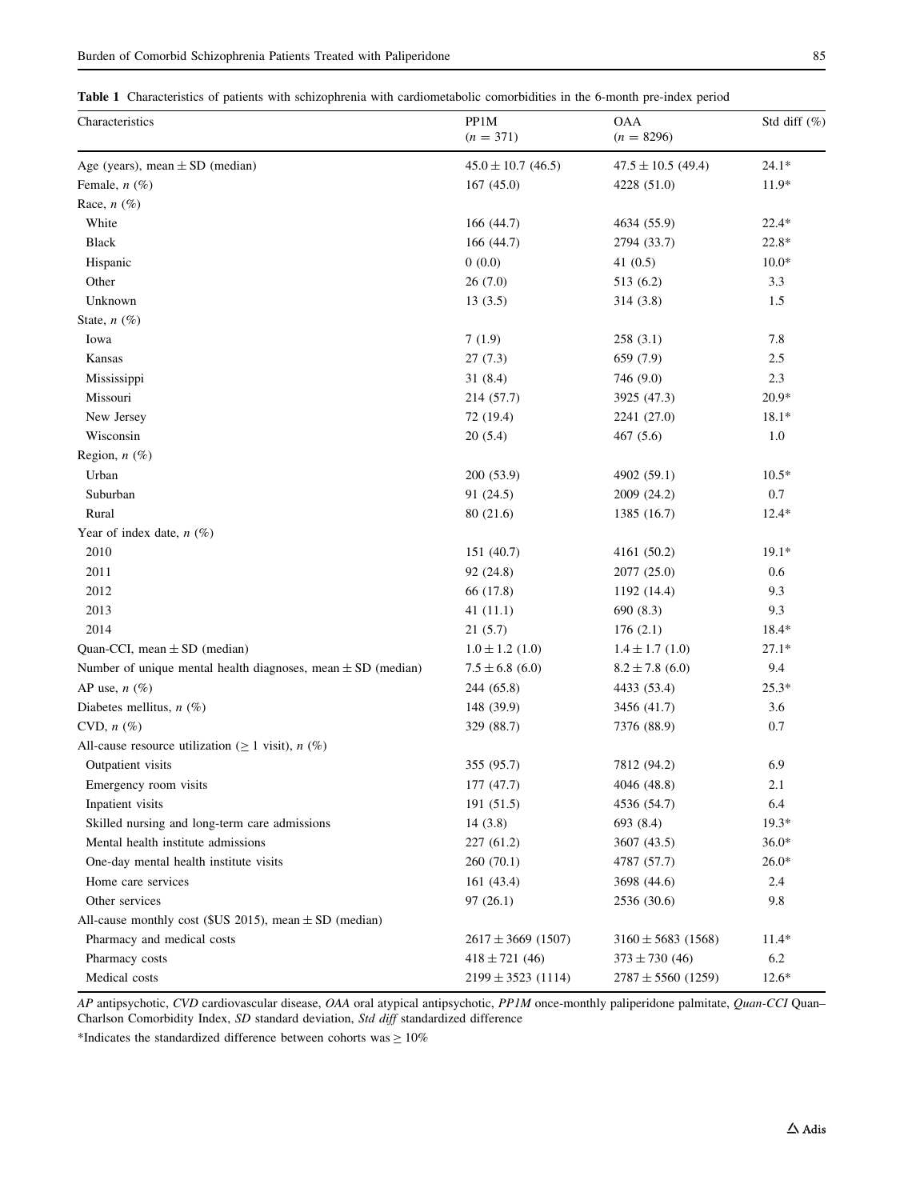**Table 1** Characteristics of patients with schizophrenia with cardiometabolic comorbidities in the 6-month pre-index period

| Characteristics | PP1M ($n = 371$) | OAA ($n = 8296$) | Std diff (%) |
|---|---|---|---|
| Age (years), mean ± SD (median) | 45.0 ± 10.7 (46.5) | 47.5 ± 10.5 (49.4) | 24.1* |
| Female, *n* (%) | 167 (45.0) | 4228 (51.0) | 11.9* |
| Race, *n* (%) | | | |
| White | 166 (44.7) | 4634 (55.9) | 22.4* |
| Black | 166 (44.7) | 2794 (33.7) | 22.8* |
| Hispanic | 0 (0.0) | 41 (0.5) | 10.0* |
| Other | 26 (7.0) | 513 (6.2) | 3.3 |
| Unknown | 13 (3.5) | 314 (3.8) | 1.5 |
| State, *n* (%) | | | |
| Iowa | 7 (1.9) | 258 (3.1) | 7.8 |
| Kansas | 27 (7.3) | 659 (7.9) | 2.5 |
| Mississippi | 31 (8.4) | 746 (9.0) | 2.3 |
| Missouri | 214 (57.7) | 3925 (47.3) | 20.9* |
| New Jersey | 72 (19.4) | 2241 (27.0) | 18.1* |
| Wisconsin | 20 (5.4) | 467 (5.6) | 1.0 |
| Region, *n* (%) | | | |
| Urban | 200 (53.9) | 4902 (59.1) | 10.5* |
| Suburban | 91 (24.5) | 2009 (24.2) | 0.7 |
| Rural | 80 (21.6) | 1385 (16.7) | 12.4* |
| Year of index date, *n* (%) | | | |
| 2010 | 151 (40.7) | 4161 (50.2) | 19.1* |
| 2011 | 92 (24.8) | 2077 (25.0) | 0.6 |
| 2012 | 66 (17.8) | 1192 (14.4) | 9.3 |
| 2013 | 41 (11.1) | 690 (8.3) | 9.3 |
| 2014 | 21 (5.7) | 176 (2.1) | 18.4* |
| Quan-CCI, mean ± SD (median) | 1.0 ± 1.2 (1.0) | 1.4 ± 1.7 (1.0) | 27.1* |
| Number of unique mental health diagnoses, mean ± SD (median) | 7.5 ± 6.8 (6.0) | 8.2 ± 7.8 (6.0) | 9.4 |
| AP use, *n* (%) | 244 (65.8) | 4433 (53.4) | 25.3* |
| Diabetes mellitus, *n* (%) | 148 (39.9) | 3456 (41.7) | 3.6 |
| CVD, *n* (%) | 329 (88.7) | 7376 (88.9) | 0.7 |
| All-cause resource utilization (≥ 1 visit), *n* (%) | | | |
| Outpatient visits | 355 (95.7) | 7812 (94.2) | 6.9 |
| Emergency room visits | 177 (47.7) | 4046 (48.8) | 2.1 |
| Inpatient visits | 191 (51.5) | 4536 (54.7) | 6.4 |
| Skilled nursing and long-term care admissions | 14 (3.8) | 693 (8.4) | 19.3* |
| Mental health institute admissions | 227 (61.2) | 3607 (43.5) | 36.0* |
| One-day mental health institute visits | 260 (70.1) | 4787 (57.7) | 26.0* |
| Home care services | 161 (43.4) | 3698 (44.6) | 2.4 |
| Other services | 97 (26.1) | 2536 (30.6) | 9.8 |
| All-cause monthly cost ($US 2015), mean ± SD (median) | | | |
| Pharmacy and medical costs | 2617 ± 3669 (1507) | 3160 ± 5683 (1568) | 11.4* |
| Pharmacy costs | 418 ± 721 (46) | 373 ± 730 (46) | 6.2 |
| Medical costs | 2199 ± 3523 (1114) | 2787 ± 5560 (1259) | 12.6* |

*AP* antipsychotic, *CVD* cardiovascular disease, *OAA* oral atypical antipsychotic, *PP1M* once-monthly paliperidone palmitate, *Quan-CCI* Quan–Charlson Comorbidity Index, *SD* standard deviation, *Std diff* standardized difference

*Indicates the standardized difference between cohorts was ≥ 10%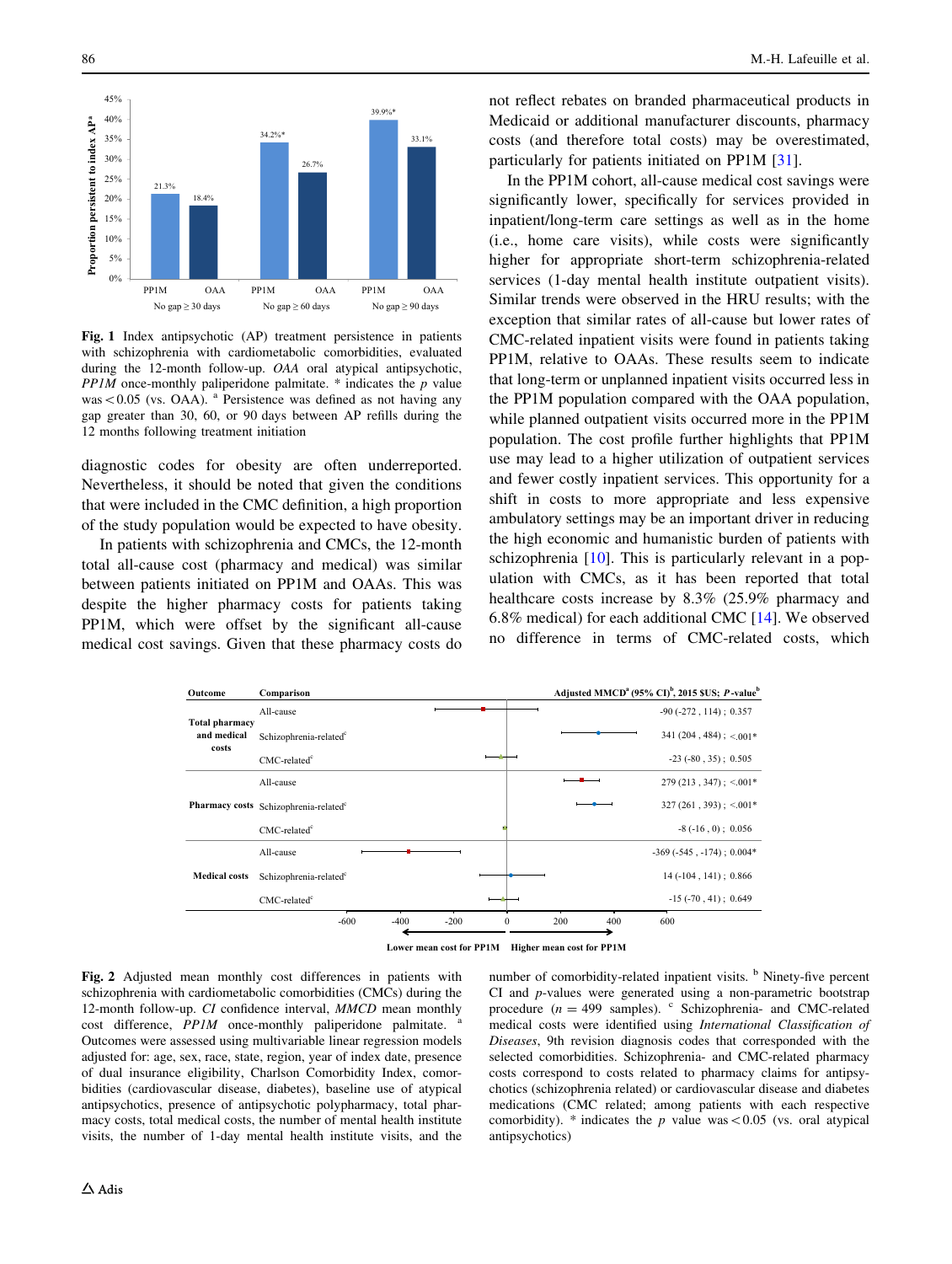**Fig. 1** Index antipsychotic (AP) treatment persistence in patients with schizophrenia with cardiometabolic comorbidities, evaluated during the 12-month follow-up. *OAA* oral atypical antipsychotic, *PP1M* once-monthly paliperidone palmitate. * indicates the *p* value was $<0.05$ (vs. OAA). [a] Persistence was defined as not having any gap greater than 30, 60, or 90 days between AP refills during the 12 months following treatment initiation

diagnostic codes for obesity are often underreported. Nevertheless, it should be noted that given the conditions that were included in the CMC definition, a high proportion of the study population would be expected to have obesity.

In patients with schizophrenia and CMCs, the 12-month total all-cause cost (pharmacy and medical) was similar between patients initiated on PP1M and OAAs. This was despite the higher pharmacy costs for patients taking PP1M, which were offset by the significant all-cause medical cost savings. Given that these pharmacy costs do not reflect rebates on branded pharmaceutical products in Medicaid or additional manufacturer discounts, pharmacy costs (and therefore total costs) may be overestimated, particularly for patients initiated on PP1M [31].

In the PP1M cohort, all-cause medical cost savings were significantly lower, specifically for services provided in inpatient/long-term care settings as well as in the home (i.e., home care visits), while costs were significantly higher for appropriate short-term schizophrenia-related services (1-day mental health institute outpatient visits). Similar trends were observed in the HRU results; with the exception that similar rates of all-cause but lower rates of CMC-related inpatient visits were found in patients taking PP1M, relative to OAAs. These results seem to indicate that long-term or unplanned inpatient visits occurred less in the PP1M population compared with the OAA population, while planned outpatient visits occurred more in the PP1M population. The cost profile further highlights that PP1M use may lead to a higher utilization of outpatient services and fewer costly inpatient services. This opportunity for a shift in costs to more appropriate and less expensive ambulatory settings may be an important driver in reducing the high economic and humanistic burden of patients with schizophrenia [10]. This is particularly relevant in a population with CMCs, as it has been reported that total healthcare costs increase by 8.3% (25.9% pharmacy and 6.8% medical) for each additional CMC [14]. We observed no difference in terms of CMC-related costs, which

| Outcome | Comparison | Adjusted MMCD[a] (95% CI)[b], 2015 $US; *P*-value[b] |
|---|---|---|
| Total pharmacy and medical costs | All-cause | -90 (-272 , 114) ; 0.357 |
| | Schizophrenia-related[c] | 341 (204 , 484) ; <.001* |
| | CMC-related[c] | -23 (-80 , 35) ; 0.505 |
| Pharmacy costs | All-cause | 279 (213 , 347) ; <.001* |
| | Schizophrenia-related[c] | 327 (261 , 393) ; <.001* |
| | CMC-related[c] | -8 (-16 , 0) ; 0.056 |
| Medical costs | All-cause | -369 (-545 , -174) ; 0.004* |
| | Schizophrenia-related[c] | 14 (-104 , 141) ; 0.866 |
| | CMC-related[c] | -15 (-70 , 41) ; 0.649 |

**Fig. 2** Adjusted mean monthly cost differences in patients with schizophrenia with cardiometabolic comorbidities (CMCs) during the 12-month follow-up. *CI* confidence interval, *MMCD* mean monthly cost difference, *PP1M* once-monthly paliperidone palmitate. [a] Outcomes were assessed using multivariable linear regression models adjusted for: age, sex, race, state, region, year of index date, presence of dual insurance eligibility, Charlson Comorbidity Index, comorbidities (cardiovascular disease, diabetes), baseline use of atypical antipsychotics, presence of antipsychotic polypharmacy, total pharmacy costs, total medical costs, the number of mental health institute visits, the number of 1-day mental health institute visits, and the number of comorbidity-related inpatient visits. [b] Ninety-five percent CI and *p*-values were generated using a non-parametric bootstrap procedure ($n = 499$ samples). [c] Schizophrenia- and CMC-related medical costs were identified using *International Classification of Diseases*, 9th revision diagnosis codes that corresponded with the selected comorbidities. Schizophrenia- and CMC-related pharmacy costs correspond to costs related to pharmacy claims for antipsychotics (schizophrenia related) or cardiovascular disease and diabetes medications (CMC related; among patients with each respective comorbidity). * indicates the *p* value was $<0.05$ (vs. oral atypical antipsychotics)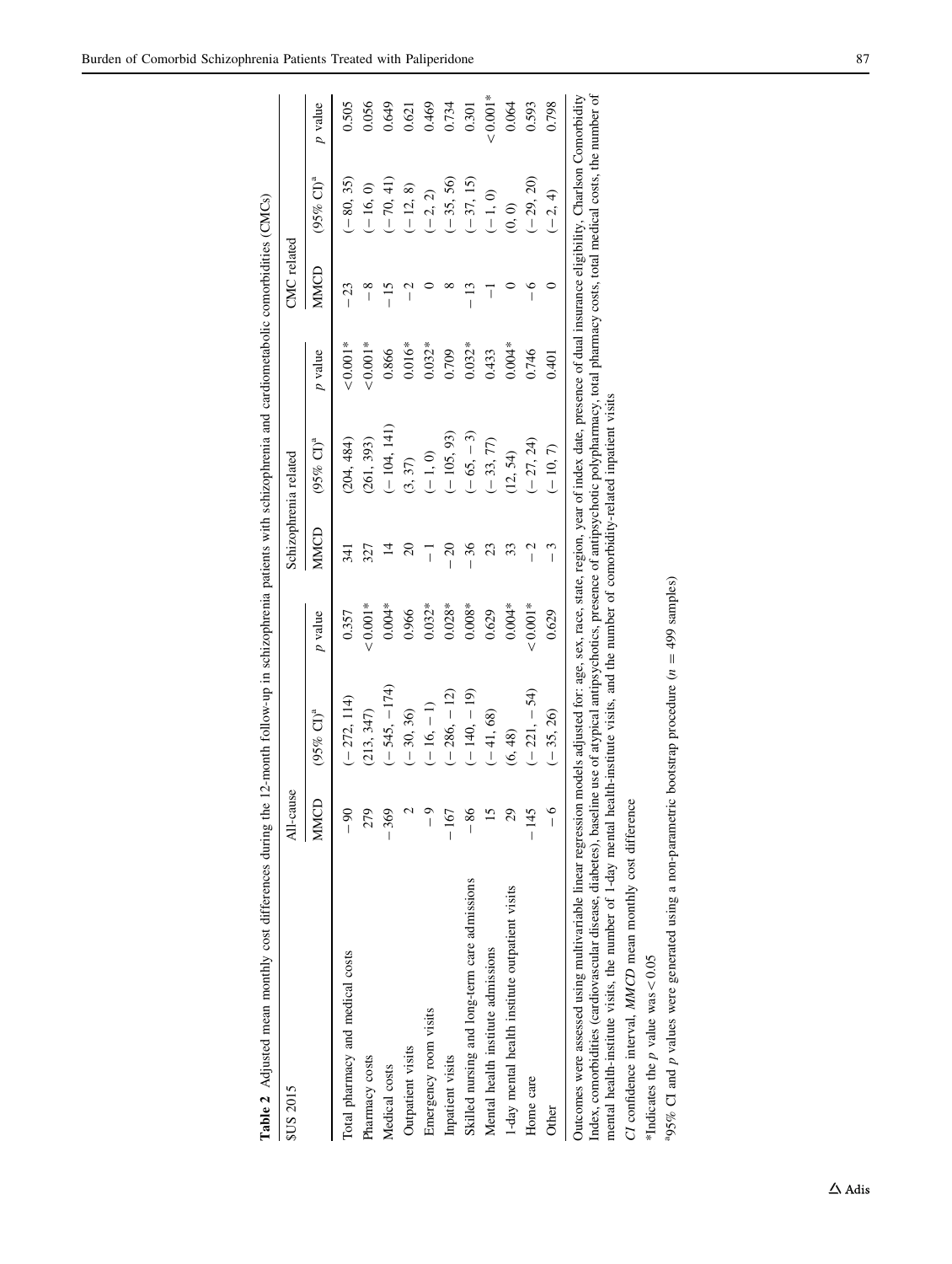**Table 2** Adjusted mean monthly cost differences during the 12-month follow-up in schizophrenia patients with schizophrenia and cardiometabolic comorbidities (CMCs)

| \$US 2015 | All-cause | | | Schizophrenia related | | | CMC related | | |
|---|---|---|---|---|---|---|---|---|---|
| | MMCD | (95% CI)[a] | *p* value | MMCD | (95% CI)[a] | *p* value | MMCD | (95% CI)[a] | *p* value |
| Total pharmacy and medical costs | − 90 | (− 272, 114) | 0.357 | 341 | (204, 484) | < 0.001* | − 23 | (− 80, 35) | 0.505 |
| Pharmacy costs | 279 | (213, 347) | < 0.001* | 327 | (261, 393) | < 0.001* | − 8 | (− 16, 0) | 0.056 |
| Medical costs | − 369 | (− 545, − 174) | 0.004* | 14 | (− 104, 141) | 0.866 | − 15 | (− 70, 41) | 0.649 |
| Outpatient visits | 2 | (− 30, 36) | 0.966 | 20 | (3, 37) | 0.016* | − 2 | (− 12, 8) | 0.621 |
| Emergency room visits | − 9 | (− 16, − 1) | 0.032* | − 1 | (− 1, 0) | 0.032* | 0 | (− 2, 2) | 0.469 |
| Inpatient visits | − 167 | (− 286, − 12) | 0.028* | − 20 | (− 105, 93) | 0.709 | 8 | (− 35, 56) | 0.734 |
| Skilled nursing and long-term care admissions | − 86 | (− 140, − 19) | 0.008* | − 36 | (− 65, − 3) | 0.032* | − 13 | (− 37, 15) | 0.301 |
| Mental health institute admissions | 15 | (− 41, 68) | 0.629 | 23 | (− 33, 77) | 0.433 | − 1 | (− 1, 0) | < 0.001* |
| 1-day mental health institute outpatient visits | 29 | (6, 48) | 0.004* | 33 | (12, 54) | 0.004* | 0 | (0, 0) | 0.064 |
| Home care | − 145 | (− 221, − 54) | < 0.001* | − 2 | (− 27, 24) | 0.746 | − 6 | (− 29, 20) | 0.593 |
| Other | − 6 | (− 35, 26) | 0.629 | − 3 | (− 10, 7) | 0.401 | 0 | (− 2, 4) | 0.798 |

Outcomes were assessed using multivariable linear regression models adjusted for: age, sex, race, state, region, year of index date, presence of dual insurance eligibility, Charlson Comorbidity Index, comorbidities (cardiovascular disease, diabetes), baseline use of atypical antipsychotics, presence of antipsychotic polypharmacy, total pharmacy costs, total medical costs, the number of mental health-institute visits, the number of 1-day mental health-institute visits, and the number of comorbidity-related inpatient visits

*CI* confidence interval, *MMCD* mean monthly cost difference

*Indicates the *p* value was < 0.05

[a]95% CI and *p* values were generated using a non-parametric bootstrap procedure ($n = 499$ samples)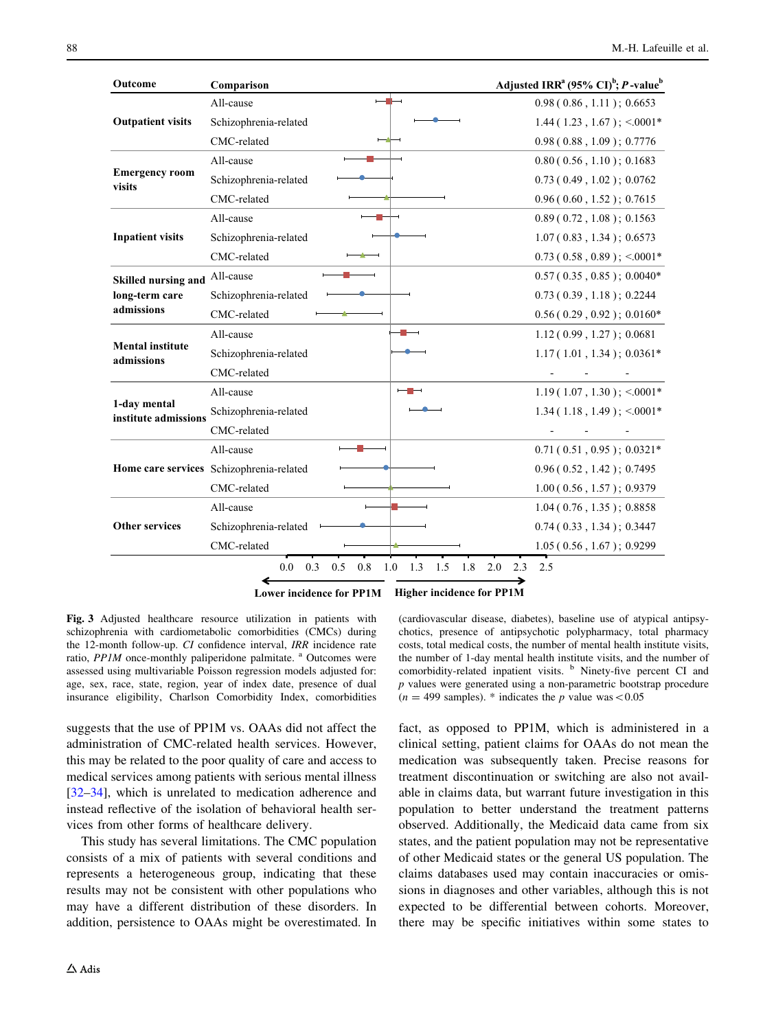| Outcome | Comparison | Adjusted IRR[a] (95% CI)[b]; P-value[b] |
|---|---|---|
| Outpatient visits | All-cause | 0.98 ( 0.86 , 1.11 ) ; 0.6653 |
| | Schizophrenia-related | 1.44 ( 1.23 , 1.67 ) ; <.0001* |
| | CMC-related | 0.98 ( 0.88 , 1.09 ) ; 0.7776 |
| Emergency room visits | All-cause | 0.80 ( 0.56 , 1.10 ) ; 0.1683 |
| | Schizophrenia-related | 0.73 ( 0.49 , 1.02 ) ; 0.0762 |
| | CMC-related | 0.96 ( 0.60 , 1.52 ) ; 0.7615 |
| Inpatient visits | All-cause | 0.89 ( 0.72 , 1.08 ) ; 0.1563 |
| | Schizophrenia-related | 1.07 ( 0.83 , 1.34 ) ; 0.6573 |
| | CMC-related | 0.73 ( 0.58 , 0.89 ) ; <.0001* |
| Skilled nursing and long-term care admissions | All-cause | 0.57 ( 0.35 , 0.85 ) ; 0.0040* |
| | Schizophrenia-related | 0.73 ( 0.39 , 1.18 ) ; 0.2244 |
| | CMC-related | 0.56 ( 0.29 , 0.92 ) ; 0.0160* |
| Mental institute admissions | All-cause | 1.12 ( 0.99 , 1.27 ) ; 0.0681 |
| | Schizophrenia-related | 1.17 ( 1.01 , 1.34 ) ; 0.0361* |
| | CMC-related | - - - |
| 1-day mental institute admissions | All-cause | 1.19 ( 1.07 , 1.30 ) ; <.0001* |
| | Schizophrenia-related | 1.34 ( 1.18 , 1.49 ) ; <.0001* |
| | CMC-related | - - - |
| Home care services | All-cause | 0.71 ( 0.51 , 0.95 ) ; 0.0321* |
| | Schizophrenia-related | 0.96 ( 0.52 , 1.42 ) ; 0.7495 |
| | CMC-related | 1.00 ( 0.56 , 1.57 ) ; 0.9379 |
| Other services | All-cause | 1.04 ( 0.76 , 1.35 ) ; 0.8858 |
| | Schizophrenia-related | 0.74 ( 0.33 , 1.34 ) ; 0.3447 |
| | CMC-related | 1.05 ( 0.56 , 1.67 ) ; 0.9299 |

0.0 0.3 0.5 0.8 1.0 1.3 1.5 1.8 2.0 2.3 2.5

← Lower incidence for PP1M | Higher incidence for PP1M →

**Fig. 3** Adjusted healthcare resource utilization in patients with schizophrenia with cardiometabolic comorbidities (CMCs) during the 12-month follow-up. *CI* confidence interval, *IRR* incidence rate ratio, *PP1M* once-monthly paliperidone palmitate. [a] Outcomes were assessed using multivariable Poisson regression models adjusted for: age, sex, race, state, region, year of index date, presence of dual insurance eligibility, Charlson Comorbidity Index, comorbidities (cardiovascular disease, diabetes), baseline use of atypical antipsychotics, presence of antipsychotic polypharmacy, total pharmacy costs, total medical costs, the number of mental health institute visits, the number of 1-day mental health institute visits, and the number of comorbidity-related inpatient visits. [b] Ninety-five percent CI and *p* values were generated using a non-parametric bootstrap procedure ($n = 499$ samples). * indicates the *p* value was $<0.05$

suggests that the use of PP1M vs. OAAs did not affect the administration of CMC-related health services. However, this may be related to the poor quality of care and access to medical services among patients with serious mental illness [32–34], which is unrelated to medication adherence and instead reflective of the isolation of behavioral health services from other forms of healthcare delivery.

This study has several limitations. The CMC population consists of a mix of patients with several conditions and represents a heterogeneous group, indicating that these results may not be consistent with other populations who may have a different distribution of these disorders. In addition, persistence to OAAs might be overestimated. In fact, as opposed to PP1M, which is administered in a clinical setting, patient claims for OAAs do not mean the medication was subsequently taken. Precise reasons for treatment discontinuation or switching are also not available in claims data, but warrant future investigation in this population to better understand the treatment patterns observed. Additionally, the Medicaid data came from six states, and the patient population may not be representative of other Medicaid states or the general US population. The claims databases used may contain inaccuracies or omissions in diagnoses and other variables, although this is not expected to be differential between cohorts. Moreover, there may be specific initiatives within some states to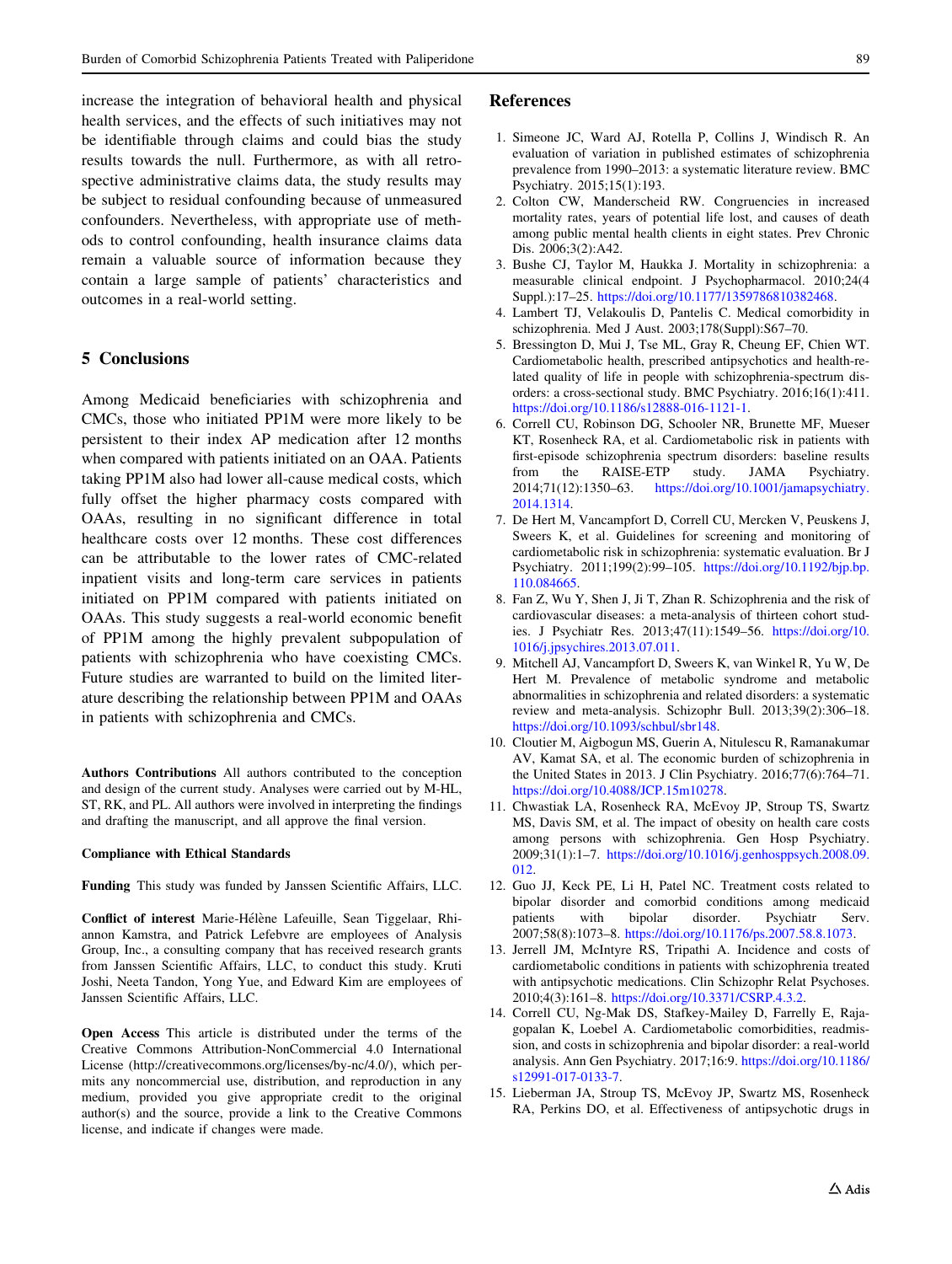increase the integration of behavioral health and physical health services, and the effects of such initiatives may not be identifiable through claims and could bias the study results towards the null. Furthermore, as with all retrospective administrative claims data, the study results may be subject to residual confounding because of unmeasured confounders. Nevertheless, with appropriate use of methods to control confounding, health insurance claims data remain a valuable source of information because they contain a large sample of patients' characteristics and outcomes in a real-world setting.

## 5 Conclusions

Among Medicaid beneficiaries with schizophrenia and CMCs, those who initiated PP1M were more likely to be persistent to their index AP medication after 12 months when compared with patients initiated on an OAA. Patients taking PP1M also had lower all-cause medical costs, which fully offset the higher pharmacy costs compared with OAAs, resulting in no significant difference in total healthcare costs over 12 months. These cost differences can be attributable to the lower rates of CMC-related inpatient visits and long-term care services in patients initiated on PP1M compared with patients initiated on OAAs. This study suggests a real-world economic benefit of PP1M among the highly prevalent subpopulation of patients with schizophrenia who have coexisting CMCs. Future studies are warranted to build on the limited literature describing the relationship between PP1M and OAAs in patients with schizophrenia and CMCs.

**Authors Contributions** All authors contributed to the conception and design of the current study. Analyses were carried out by M-HL, ST, RK, and PL. All authors were involved in interpreting the findings and drafting the manuscript, and all approve the final version.

**Compliance with Ethical Standards**

**Funding** This study was funded by Janssen Scientific Affairs, LLC.

**Conflict of interest** Marie-Hélène Lafeuille, Sean Tiggelaar, Rhiannon Kamstra, and Patrick Lefebvre are employees of Analysis Group, Inc., a consulting company that has received research grants from Janssen Scientific Affairs, LLC, to conduct this study. Kruti Joshi, Neeta Tandon, Yong Yue, and Edward Kim are employees of Janssen Scientific Affairs, LLC.

**Open Access** This article is distributed under the terms of the Creative Commons Attribution-NonCommercial 4.0 International License (http://creativecommons.org/licenses/by-nc/4.0/), which permits any noncommercial use, distribution, and reproduction in any medium, provided you give appropriate credit to the original author(s) and the source, provide a link to the Creative Commons license, and indicate if changes were made.

## References

1. Simeone JC, Ward AJ, Rotella P, Collins J, Windisch R. An evaluation of variation in published estimates of schizophrenia prevalence from 1990–2013: a systematic literature review. BMC Psychiatry. 2015;15(1):193.
2. Colton CW, Manderscheid RW. Congruencies in increased mortality rates, years of potential life lost, and causes of death among public mental health clients in eight states. Prev Chronic Dis. 2006;3(2):A42.
3. Bushe CJ, Taylor M, Haukka J. Mortality in schizophrenia: a measurable clinical endpoint. J Psychopharmacol. 2010;24(4 Suppl.):17–25. https://doi.org/10.1177/1359786810382468.
4. Lambert TJ, Velakoulis D, Pantelis C. Medical comorbidity in schizophrenia. Med J Aust. 2003;178(Suppl):S67–70.
5. Bressington D, Mui J, Tse ML, Gray R, Cheung EF, Chien WT. Cardiometabolic health, prescribed antipsychotics and health-related quality of life in people with schizophrenia-spectrum disorders: a cross-sectional study. BMC Psychiatry. 2016;16(1):411. https://doi.org/10.1186/s12888-016-1121-1.
6. Correll CU, Robinson DG, Schooler NR, Brunette MF, Mueser KT, Rosenheck RA, et al. Cardiometabolic risk in patients with first-episode schizophrenia spectrum disorders: baseline results from the RAISE-ETP study. JAMA Psychiatry. 2014;71(12):1350–63. https://doi.org/10.1001/jamapsychiatry.2014.1314.
7. De Hert M, Vancampfort D, Correll CU, Mercken V, Peuskens J, Sweers K, et al. Guidelines for screening and monitoring of cardiometabolic risk in schizophrenia: systematic evaluation. Br J Psychiatry. 2011;199(2):99–105. https://doi.org/10.1192/bjp.bp.110.084665.
8. Fan Z, Wu Y, Shen J, Ji T, Zhan R. Schizophrenia and the risk of cardiovascular diseases: a meta-analysis of thirteen cohort studies. J Psychiatr Res. 2013;47(11):1549–56. https://doi.org/10.1016/j.jpsychires.2013.07.011.
9. Mitchell AJ, Vancampfort D, Sweers K, van Winkel R, Yu W, De Hert M. Prevalence of metabolic syndrome and metabolic abnormalities in schizophrenia and related disorders: a systematic review and meta-analysis. Schizophr Bull. 2013;39(2):306–18. https://doi.org/10.1093/schbul/sbr148.
10. Cloutier M, Aigbogun MS, Guerin A, Nitulescu R, Ramanakumar AV, Kamat SA, et al. The economic burden of schizophrenia in the United States in 2013. J Clin Psychiatry. 2016;77(6):764–71. https://doi.org/10.4088/JCP.15m10278.
11. Chwastiak LA, Rosenheck RA, McEvoy JP, Stroup TS, Swartz MS, Davis SM, et al. The impact of obesity on health care costs among persons with schizophrenia. Gen Hosp Psychiatry. 2009;31(1):1–7. https://doi.org/10.1016/j.genhosppsych.2008.09.012.
12. Guo JJ, Keck PE, Li H, Patel NC. Treatment costs related to bipolar disorder and comorbid conditions among medicaid patients with bipolar disorder. Psychiatr Serv. 2007;58(8):1073–8. https://doi.org/10.1176/ps.2007.58.8.1073.
13. Jerrell JM, McIntyre RS, Tripathi A. Incidence and costs of cardiometabolic conditions in patients with schizophrenia treated with antipsychotic medications. Clin Schizophr Relat Psychoses. 2010;4(3):161–8. https://doi.org/10.3371/CSRP.4.3.2.
14. Correll CU, Ng-Mak DS, Stafkey-Mailey D, Farrelly E, Rajagopalan K, Loebel A. Cardiometabolic comorbidities, readmission, and costs in schizophrenia and bipolar disorder: a real-world analysis. Ann Gen Psychiatry. 2017;16:9. https://doi.org/10.1186/s12991-017-0133-7.
15. Lieberman JA, Stroup TS, McEvoy JP, Swartz MS, Rosenheck RA, Perkins DO, et al. Effectiveness of antipsychotic drugs in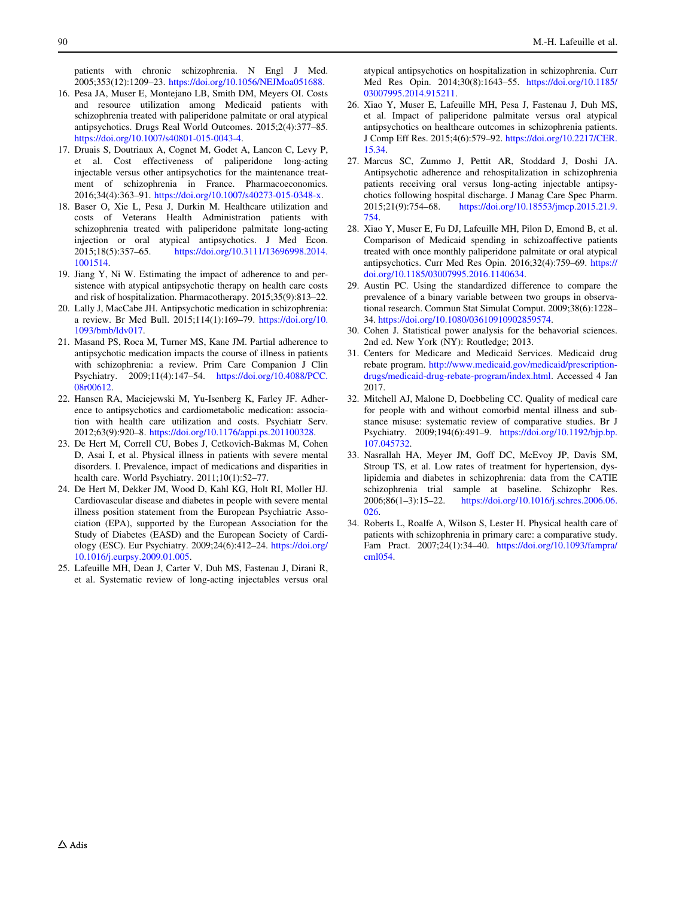patients with chronic schizophrenia. N Engl J Med. 2005;353(12):1209–23. https://doi.org/10.1056/NEJMoa051688.

16. Pesa JA, Muser E, Montejano LB, Smith DM, Meyers OI. Costs and resource utilization among Medicaid patients with schizophrenia treated with paliperidone palmitate or oral atypical antipsychotics. Drugs Real World Outcomes. 2015;2(4):377–85. https://doi.org/10.1007/s40801-015-0043-4.
17. Druais S, Doutriaux A, Cognet M, Godet A, Lancon C, Levy P, et al. Cost effectiveness of paliperidone long-acting injectable versus other antipsychotics for the maintenance treatment of schizophrenia in France. Pharmacoeconomics. 2016;34(4):363–91. https://doi.org/10.1007/s40273-015-0348-x.
18. Baser O, Xie L, Pesa J, Durkin M. Healthcare utilization and costs of Veterans Health Administration patients with schizophrenia treated with paliperidone palmitate long-acting injection or oral atypical antipsychotics. J Med Econ. 2015;18(5):357–65. https://doi.org/10.3111/13696998.2014.1001514.
19. Jiang Y, Ni W. Estimating the impact of adherence to and persistence with atypical antipsychotic therapy on health care costs and risk of hospitalization. Pharmacotherapy. 2015;35(9):813–22.
20. Lally J, MacCabe JH. Antipsychotic medication in schizophrenia: a review. Br Med Bull. 2015;114(1):169–79. https://doi.org/10.1093/bmb/ldv017.
21. Masand PS, Roca M, Turner MS, Kane JM. Partial adherence to antipsychotic medication impacts the course of illness in patients with schizophrenia: a review. Prim Care Companion J Clin Psychiatry. 2009;11(4):147–54. https://doi.org/10.4088/PCC.08r00612.
22. Hansen RA, Maciejewski M, Yu-Isenberg K, Farley JF. Adherence to antipsychotics and cardiometabolic medication: association with health care utilization and costs. Psychiatr Serv. 2012;63(9):920–8. https://doi.org/10.1176/appi.ps.201100328.
23. De Hert M, Correll CU, Bobes J, Cetkovich-Bakmas M, Cohen D, Asai I, et al. Physical illness in patients with severe mental disorders. I. Prevalence, impact of medications and disparities in health care. World Psychiatry. 2011;10(1):52–77.
24. De Hert M, Dekker JM, Wood D, Kahl KG, Holt RI, Moller HJ. Cardiovascular disease and diabetes in people with severe mental illness position statement from the European Psychiatric Association (EPA), supported by the European Association for the Study of Diabetes (EASD) and the European Society of Cardiology (ESC). Eur Psychiatry. 2009;24(6):412–24. https://doi.org/10.1016/j.eurpsy.2009.01.005.
25. Lafeuille MH, Dean J, Carter V, Duh MS, Fastenau J, Dirani R, et al. Systematic review of long-acting injectables versus oral atypical antipsychotics on hospitalization in schizophrenia. Curr Med Res Opin. 2014;30(8):1643–55. https://doi.org/10.1185/03007995.2014.915211.
26. Xiao Y, Muser E, Lafeuille MH, Pesa J, Fastenau J, Duh MS, et al. Impact of paliperidone palmitate versus oral atypical antipsychotics on healthcare outcomes in schizophrenia patients. J Comp Eff Res. 2015;4(6):579–92. https://doi.org/10.2217/CER.15.34.
27. Marcus SC, Zummo J, Pettit AR, Stoddard J, Doshi JA. Antipsychotic adherence and rehospitalization in schizophrenia patients receiving oral versus long-acting injectable antipsychotics following hospital discharge. J Manag Care Spec Pharm. 2015;21(9):754–68. https://doi.org/10.18553/jmcp.2015.21.9.754.
28. Xiao Y, Muser E, Fu DJ, Lafeuille MH, Pilon D, Emond B, et al. Comparison of Medicaid spending in schizoaffective patients treated with once monthly paliperidone palmitate or oral atypical antipsychotics. Curr Med Res Opin. 2016;32(4):759–69. https://doi.org/10.1185/03007995.2016.1140634.
29. Austin PC. Using the standardized difference to compare the prevalence of a binary variable between two groups in observational research. Commun Stat Simulat Comput. 2009;38(6):1228–34. https://doi.org/10.1080/03610910902859574.
30. Cohen J. Statistical power analysis for the behavorial sciences. 2nd ed. New York (NY): Routledge; 2013.
31. Centers for Medicare and Medicaid Services. Medicaid drug rebate program. http://www.medicaid.gov/medicaid/prescription-drugs/medicaid-drug-rebate-program/index.html. Accessed 4 Jan 2017.
32. Mitchell AJ, Malone D, Doebbeling CC. Quality of medical care for people with and without comorbid mental illness and substance misuse: systematic review of comparative studies. Br J Psychiatry. 2009;194(6):491–9. https://doi.org/10.1192/bjp.bp.107.045732.
33. Nasrallah HA, Meyer JM, Goff DC, McEvoy JP, Davis SM, Stroup TS, et al. Low rates of treatment for hypertension, dyslipidemia and diabetes in schizophrenia: data from the CATIE schizophrenia trial sample at baseline. Schizophr Res. 2006;86(1–3):15–22. https://doi.org/10.1016/j.schres.2006.06.026.
34. Roberts L, Roalfe A, Wilson S, Lester H. Physical health care of patients with schizophrenia in primary care: a comparative study. Fam Pract. 2007;24(1):34–40. https://doi.org/10.1093/fampra/cml054.